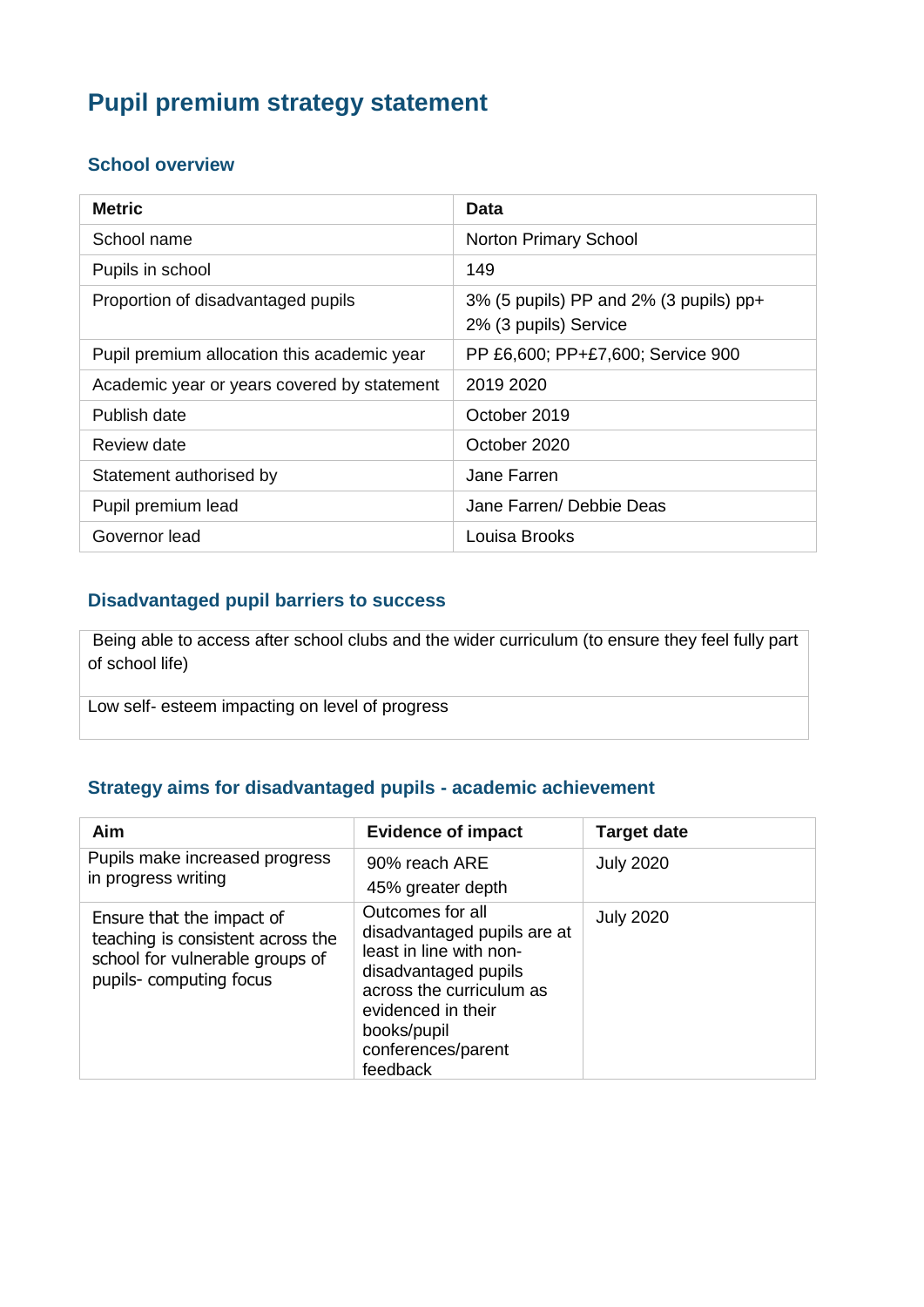# Pupil premium strategy statement

## School overview

| Metric | Data |
|---|---|
| School name | Norton Primary School |
| Pupils in school | 149 |
| Proportion of disadvantaged pupils | 3% (5 pupils) PP and 2% (3 pupils) pp+ 2% (3 pupils) Service |
| Pupil premium allocation this academic year | PP £6,600; PP+£7,600; Service 900 |
| Academic year or years covered by statement | 2019 2020 |
| Publish date | October 2019 |
| Review date | October 2020 |
| Statement authorised by | Jane Farren |
| Pupil premium lead | Jane Farren/ Debbie Deas |
| Governor lead | Louisa Brooks |

## Disadvantaged pupil barriers to success

| |
|---|
| Being able to access after school clubs and the wider curriculum (to ensure they feel fully part of school life) |
| Low self- esteem impacting on level of progress |

## Strategy aims for disadvantaged pupils - academic achievement

| Aim | Evidence of impact | Target date |
|---|---|---|
| Pupils make increased progress in progress writing | 90% reach ARE<br>45% greater depth | July 2020 |
| Ensure that the impact of teaching is consistent across the school for vulnerable groups of pupils- computing focus | Outcomes for all disadvantaged pupils are at least in line with non-disadvantaged pupils across the curriculum as evidenced in their books/pupil conferences/parent feedback | July 2020 |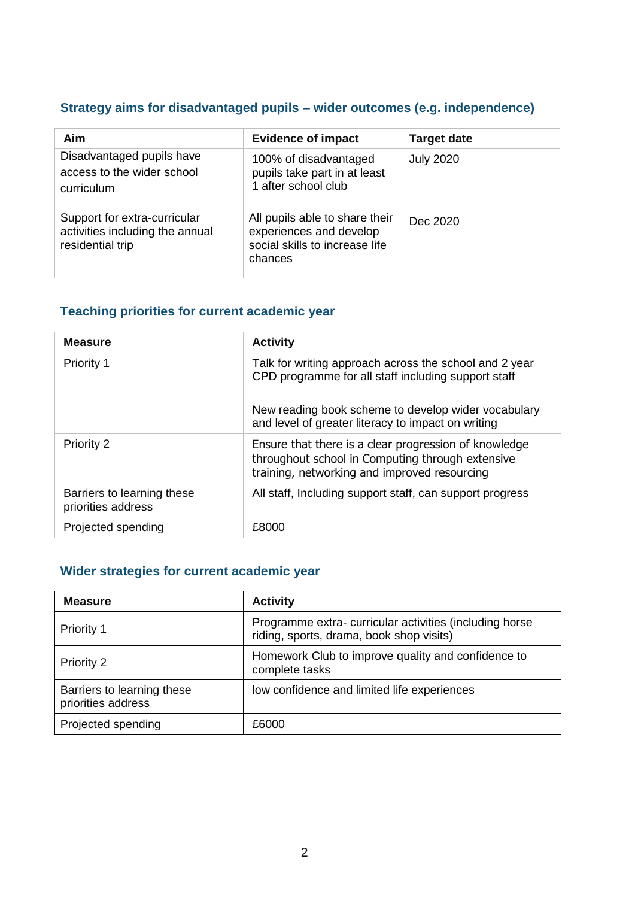### Strategy aims for disadvantaged pupils – wider outcomes (e.g. independence)

| Aim | Evidence of impact | Target date |
|---|---|---|
| Disadvantaged pupils have access to the wider school curriculum | 100% of disadvantaged pupils take part in at least 1 after school club | July 2020 |
| Support for extra-curricular activities including the annual residential trip | All pupils able to share their experiences and develop social skills to increase life chances | Dec 2020 |

### Teaching priorities for current academic year

| Measure | Activity |
|---|---|
| Priority 1 | Talk for writing approach across the school and 2 year CPD programme for all staff including support staff<br><br>New reading book scheme to develop wider vocabulary and level of greater literacy to impact on writing |
| Priority 2 | Ensure that there is a clear progression of knowledge throughout school in Computing through extensive training, networking and improved resourcing |
| Barriers to learning these priorities address | All staff, Including support staff, can support progress |
| Projected spending | £8000 |

### Wider strategies for current academic year

| Measure | Activity |
|---|---|
| Priority 1 | Programme extra- curricular activities (including horse riding, sports, drama, book shop visits) |
| Priority 2 | Homework Club to improve quality and confidence to complete tasks |
| Barriers to learning these priorities address | low confidence and limited life experiences |
| Projected spending | £6000 |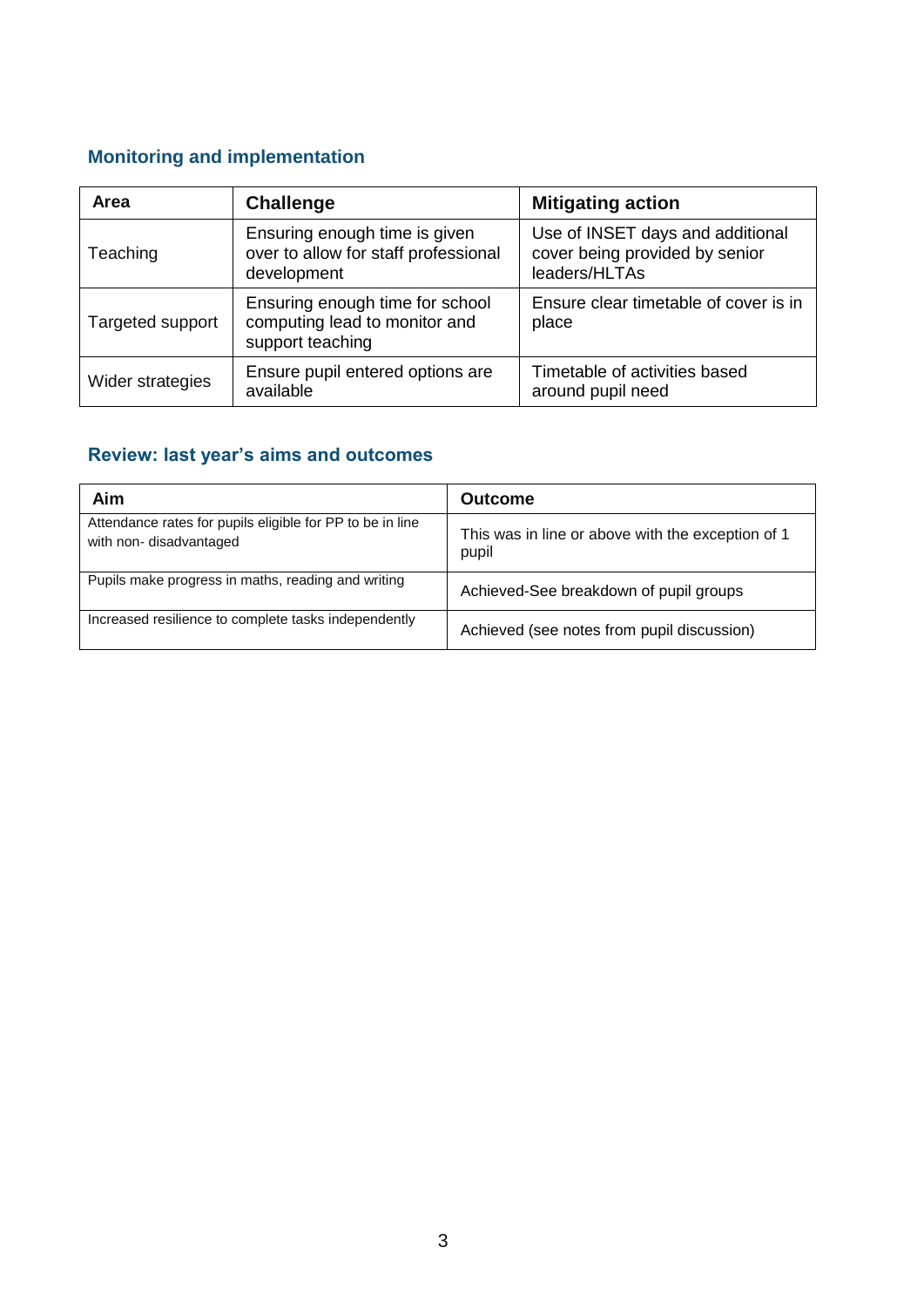## Monitoring and implementation

| Area | Challenge | Mitigating action |
|---|---|---|
| Teaching | Ensuring enough time is given over to allow for staff professional development | Use of INSET days and additional cover being provided by senior leaders/HLTAs |
| Targeted support | Ensuring enough time for school computing lead to monitor and support teaching | Ensure clear timetable of cover is in place |
| Wider strategies | Ensure pupil entered options are available | Timetable of activities based around pupil need |

## Review: last year's aims and outcomes

| Aim | Outcome |
|---|---|
| Attendance rates for pupils eligible for PP to be in line with non- disadvantaged | This was in line or above with the exception of 1 pupil |
| Pupils make progress in maths, reading and writing | Achieved-See breakdown of pupil groups |
| Increased resilience to complete tasks independently | Achieved (see notes from pupil discussion) |